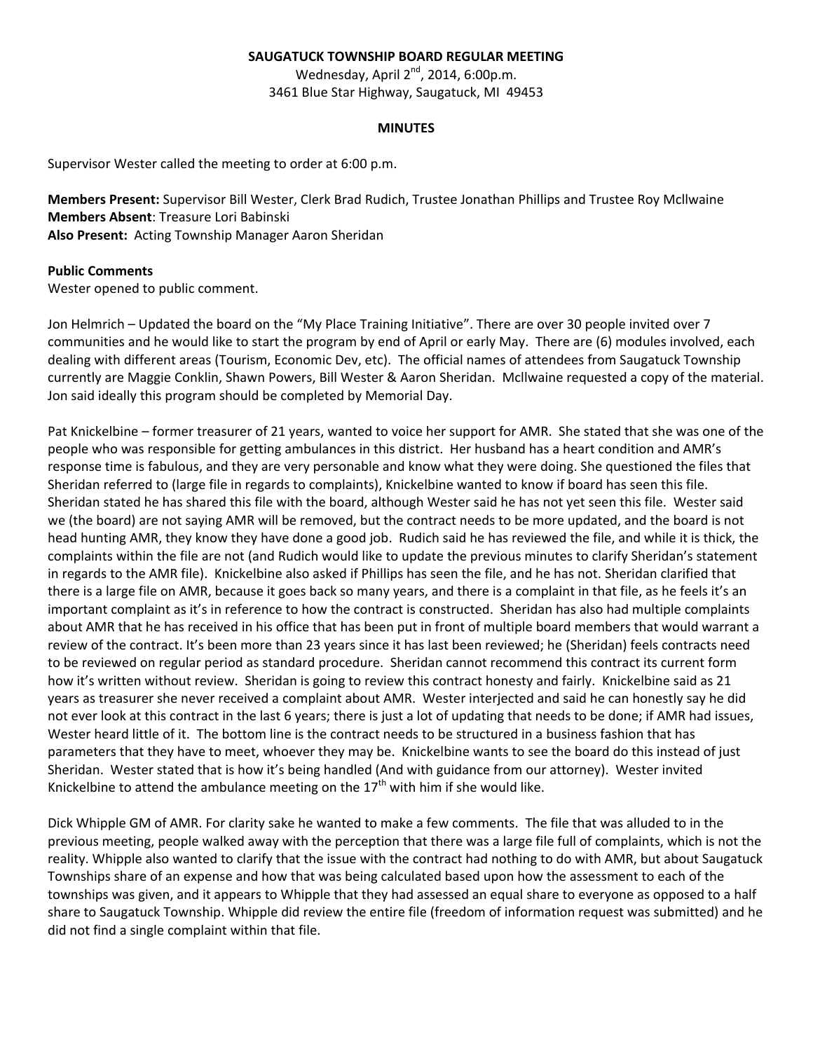**SAUGATUCK TOWNSHIP BOARD REGULAR MEETING**

Wednesday, April 2nd, 2014, 6:00p.m.

3461 Blue Star Highway, Saugatuck, MI 49453

**MINUTES**

Supervisor Wester called the meeting to order at 6:00 p.m.

**Members Present:** Supervisor Bill Wester, Clerk Brad Rudich, Trustee Jonathan Phillips and Trustee Roy Mcllwaine
**Members Absent**: Treasure Lori Babinski
**Also Present:** Acting Township Manager Aaron Sheridan

**Public Comments**
Wester opened to public comment.

Jon Helmrich – Updated the board on the "My Place Training Initiative". There are over 30 people invited over 7 communities and he would like to start the program by end of April or early May. There are (6) modules involved, each dealing with different areas (Tourism, Economic Dev, etc). The official names of attendees from Saugatuck Township currently are Maggie Conklin, Shawn Powers, Bill Wester & Aaron Sheridan. Mcllwaine requested a copy of the material. Jon said ideally this program should be completed by Memorial Day.

Pat Knickelbine – former treasurer of 21 years, wanted to voice her support for AMR. She stated that she was one of the people who was responsible for getting ambulances in this district. Her husband has a heart condition and AMR's response time is fabulous, and they are very personable and know what they were doing. She questioned the files that Sheridan referred to (large file in regards to complaints), Knickelbine wanted to know if board has seen this file. Sheridan stated he has shared this file with the board, although Wester said he has not yet seen this file. Wester said we (the board) are not saying AMR will be removed, but the contract needs to be more updated, and the board is not head hunting AMR, they know they have done a good job. Rudich said he has reviewed the file, and while it is thick, the complaints within the file are not (and Rudich would like to update the previous minutes to clarify Sheridan's statement in regards to the AMR file). Knickelbine also asked if Phillips has seen the file, and he has not. Sheridan clarified that there is a large file on AMR, because it goes back so many years, and there is a complaint in that file, as he feels it's an important complaint as it's in reference to how the contract is constructed. Sheridan has also had multiple complaints about AMR that he has received in his office that has been put in front of multiple board members that would warrant a review of the contract. It's been more than 23 years since it has last been reviewed; he (Sheridan) feels contracts need to be reviewed on regular period as standard procedure. Sheridan cannot recommend this contract its current form how it's written without review. Sheridan is going to review this contract honesty and fairly. Knickelbine said as 21 years as treasurer she never received a complaint about AMR. Wester interjected and said he can honestly say he did not ever look at this contract in the last 6 years; there is just a lot of updating that needs to be done; if AMR had issues, Wester heard little of it. The bottom line is the contract needs to be structured in a business fashion that has parameters that they have to meet, whoever they may be. Knickelbine wants to see the board do this instead of just Sheridan. Wester stated that is how it's being handled (And with guidance from our attorney). Wester invited Knickelbine to attend the ambulance meeting on the 17th with him if she would like.

Dick Whipple GM of AMR. For clarity sake he wanted to make a few comments. The file that was alluded to in the previous meeting, people walked away with the perception that there was a large file full of complaints, which is not the reality. Whipple also wanted to clarify that the issue with the contract had nothing to do with AMR, but about Saugatuck Townships share of an expense and how that was being calculated based upon how the assessment to each of the townships was given, and it appears to Whipple that they had assessed an equal share to everyone as opposed to a half share to Saugatuck Township. Whipple did review the entire file (freedom of information request was submitted) and he did not find a single complaint within that file.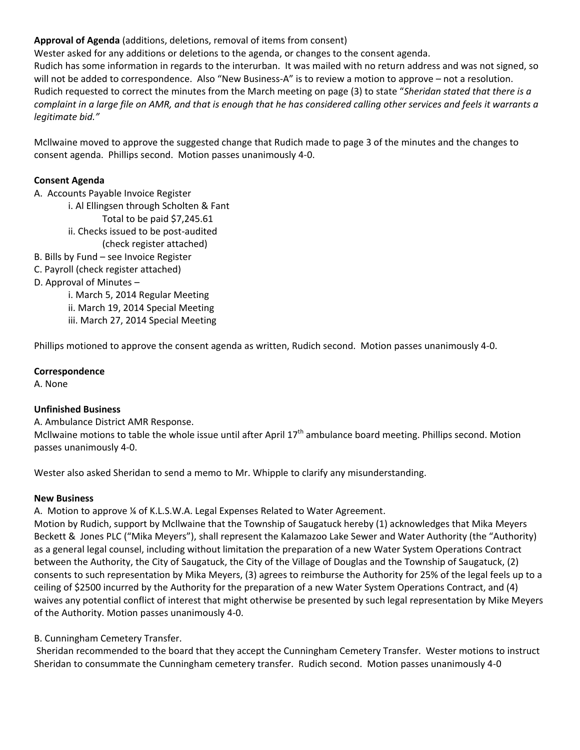**Approval of Agenda** (additions, deletions, removal of items from consent)

Wester asked for any additions or deletions to the agenda, or changes to the consent agenda.

Rudich has some information in regards to the interurban. It was mailed with no return address and was not signed, so will not be added to correspondence. Also "New Business-A" is to review a motion to approve – not a resolution.

Rudich requested to correct the minutes from the March meeting on page (3) to state "*Sheridan stated that there is a complaint in a large file on AMR, and that is enough that he has considered calling other services and feels it warrants a legitimate bid.*"

McIlwaine moved to approve the suggested change that Rudich made to page 3 of the minutes and the changes to consent agenda. Phillips second. Motion passes unanimously 4-0.

**Consent Agenda**

A. Accounts Payable Invoice Register
- i. Al Ellingsen through Scholten & Fant
  - Total to be paid $7,245.61
- ii. Checks issued to be post-audited
  - (check register attached)

B. Bills by Fund – see Invoice Register

C. Payroll (check register attached)

D. Approval of Minutes –
- i. March 5, 2014 Regular Meeting
- ii. March 19, 2014 Special Meeting
- iii. March 27, 2014 Special Meeting

Phillips motioned to approve the consent agenda as written, Rudich second. Motion passes unanimously 4-0.

**Correspondence**

A. None

**Unfinished Business**

A. Ambulance District AMR Response.

McIlwaine motions to table the whole issue until after April 17th ambulance board meeting. Phillips second. Motion passes unanimously 4-0.

Wester also asked Sheridan to send a memo to Mr. Whipple to clarify any misunderstanding.

**New Business**

A. Motion to approve ¼ of K.L.S.W.A. Legal Expenses Related to Water Agreement.

Motion by Rudich, support by McIlwaine that the Township of Saugatuck hereby (1) acknowledges that Mika Meyers Beckett & Jones PLC ("Mika Meyers"), shall represent the Kalamazoo Lake Sewer and Water Authority (the "Authority) as a general legal counsel, including without limitation the preparation of a new Water System Operations Contract between the Authority, the City of Saugatuck, the City of the Village of Douglas and the Township of Saugatuck, (2) consents to such representation by Mika Meyers, (3) agrees to reimburse the Authority for 25% of the legal feels up to a ceiling of $2500 incurred by the Authority for the preparation of a new Water System Operations Contract, and (4) waives any potential conflict of interest that might otherwise be presented by such legal representation by Mike Meyers of the Authority. Motion passes unanimously 4-0.

B. Cunningham Cemetery Transfer.

Sheridan recommended to the board that they accept the Cunningham Cemetery Transfer. Wester motions to instruct Sheridan to consummate the Cunningham cemetery transfer. Rudich second. Motion passes unanimously 4-0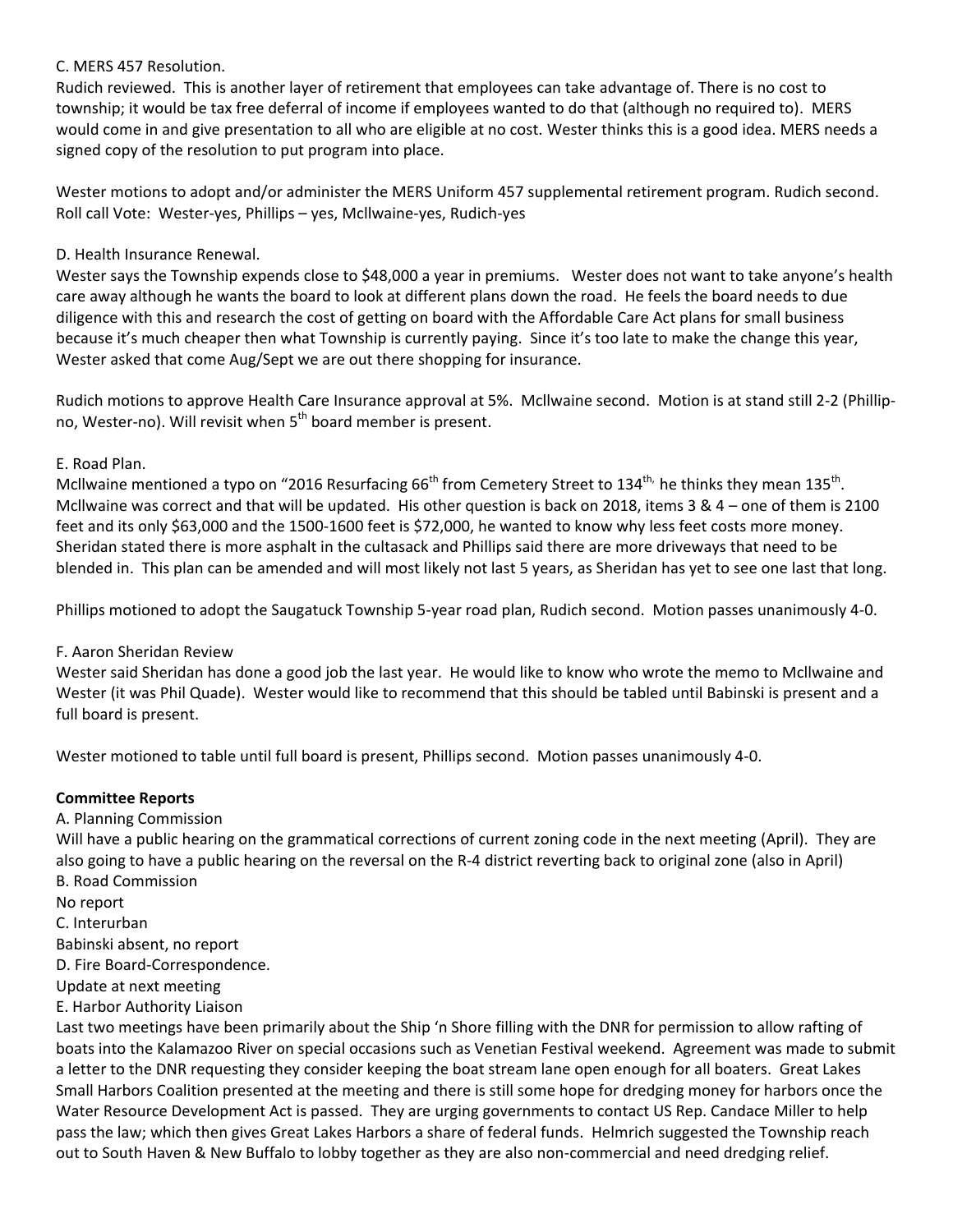C. MERS 457 Resolution.

Rudich reviewed. This is another layer of retirement that employees can take advantage of. There is no cost to township; it would be tax free deferral of income if employees wanted to do that (although no required to). MERS would come in and give presentation to all who are eligible at no cost. Wester thinks this is a good idea. MERS needs a signed copy of the resolution to put program into place.

Wester motions to adopt and/or administer the MERS Uniform 457 supplemental retirement program. Rudich second. Roll call Vote: Wester-yes, Phillips – yes, Mcllwaine-yes, Rudich-yes

D. Health Insurance Renewal.

Wester says the Township expends close to $48,000 a year in premiums. Wester does not want to take anyone's health care away although he wants the board to look at different plans down the road. He feels the board needs to due diligence with this and research the cost of getting on board with the Affordable Care Act plans for small business because it's much cheaper then what Township is currently paying. Since it's too late to make the change this year, Wester asked that come Aug/Sept we are out there shopping for insurance.

Rudich motions to approve Health Care Insurance approval at 5%. Mcllwaine second. Motion is at stand still 2-2 (Phillip-no, Wester-no). Will revisit when 5th board member is present.

E. Road Plan.

Mcllwaine mentioned a typo on "2016 Resurfacing 66th from Cemetery Street to 134th, he thinks they mean 135th. Mcllwaine was correct and that will be updated. His other question is back on 2018, items 3 & 4 – one of them is 2100 feet and its only $63,000 and the 1500-1600 feet is $72,000, he wanted to know why less feet costs more money. Sheridan stated there is more asphalt in the cultasack and Phillips said there are more driveways that need to be blended in. This plan can be amended and will most likely not last 5 years, as Sheridan has yet to see one last that long.

Phillips motioned to adopt the Saugatuck Township 5-year road plan, Rudich second. Motion passes unanimously 4-0.

F. Aaron Sheridan Review

Wester said Sheridan has done a good job the last year. He would like to know who wrote the memo to Mcllwaine and Wester (it was Phil Quade). Wester would like to recommend that this should be tabled until Babinski is present and a full board is present.

Wester motioned to table until full board is present, Phillips second. Motion passes unanimously 4-0.

**Committee Reports**

A. Planning Commission

Will have a public hearing on the grammatical corrections of current zoning code in the next meeting (April). They are also going to have a public hearing on the reversal on the R-4 district reverting back to original zone (also in April)

B. Road Commission

No report

C. Interurban

Babinski absent, no report

D. Fire Board-Correspondence.

Update at next meeting

E. Harbor Authority Liaison

Last two meetings have been primarily about the Ship 'n Shore filling with the DNR for permission to allow rafting of boats into the Kalamazoo River on special occasions such as Venetian Festival weekend. Agreement was made to submit a letter to the DNR requesting they consider keeping the boat stream lane open enough for all boaters. Great Lakes Small Harbors Coalition presented at the meeting and there is still some hope for dredging money for harbors once the Water Resource Development Act is passed. They are urging governments to contact US Rep. Candace Miller to help pass the law; which then gives Great Lakes Harbors a share of federal funds. Helmrich suggested the Township reach out to South Haven & New Buffalo to lobby together as they are also non-commercial and need dredging relief.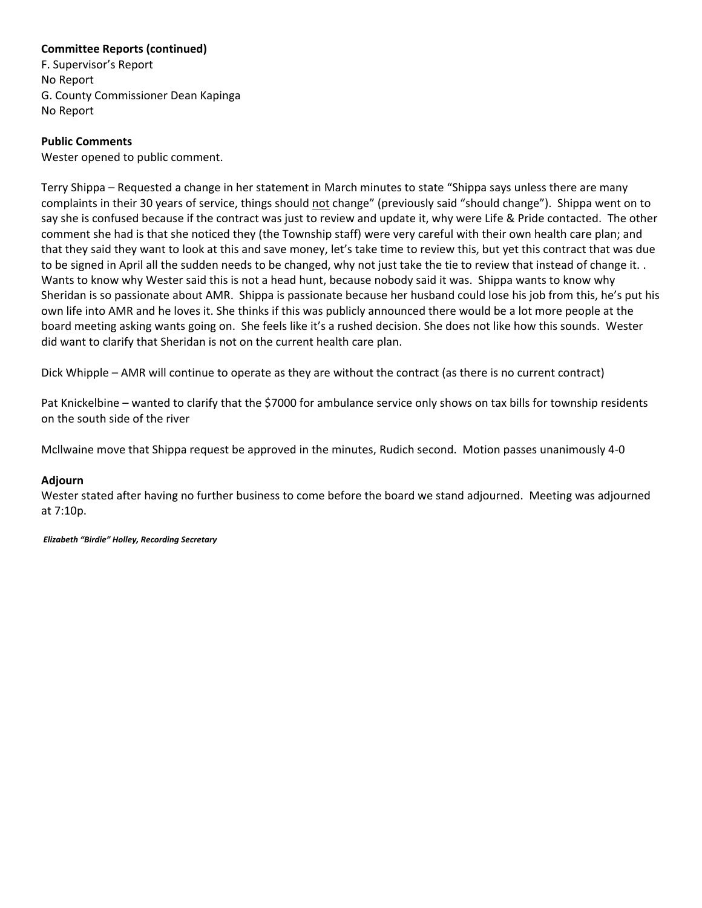**Committee Reports (continued)**
F. Supervisor's Report
No Report
G. County Commissioner Dean Kapinga
No Report

**Public Comments**
Wester opened to public comment.

Terry Shippa – Requested a change in her statement in March minutes to state "Shippa says unless there are many complaints in their 30 years of service, things should <u>not</u> change" (previously said "should change"). Shippa went on to say she is confused because if the contract was just to review and update it, why were Life & Pride contacted. The other comment she had is that she noticed they (the Township staff) were very careful with their own health care plan; and that they said they want to look at this and save money, let's take time to review this, but yet this contract that was due to be signed in April all the sudden needs to be changed, why not just take the tie to review that instead of change it. . Wants to know why Wester said this is not a head hunt, because nobody said it was. Shippa wants to know why Sheridan is so passionate about AMR. Shippa is passionate because her husband could lose his job from this, he's put his own life into AMR and he loves it. She thinks if this was publicly announced there would be a lot more people at the board meeting asking wants going on. She feels like it's a rushed decision. She does not like how this sounds. Wester did want to clarify that Sheridan is not on the current health care plan.

Dick Whipple – AMR will continue to operate as they are without the contract (as there is no current contract)

Pat Knickelbine – wanted to clarify that the $7000 for ambulance service only shows on tax bills for township residents on the south side of the river

Mcllwaine move that Shippa request be approved in the minutes, Rudich second. Motion passes unanimously 4-0

**Adjourn**
Wester stated after having no further business to come before the board we stand adjourned. Meeting was adjourned at 7:10p.

***Elizabeth "Birdie" Holley, Recording Secretary***